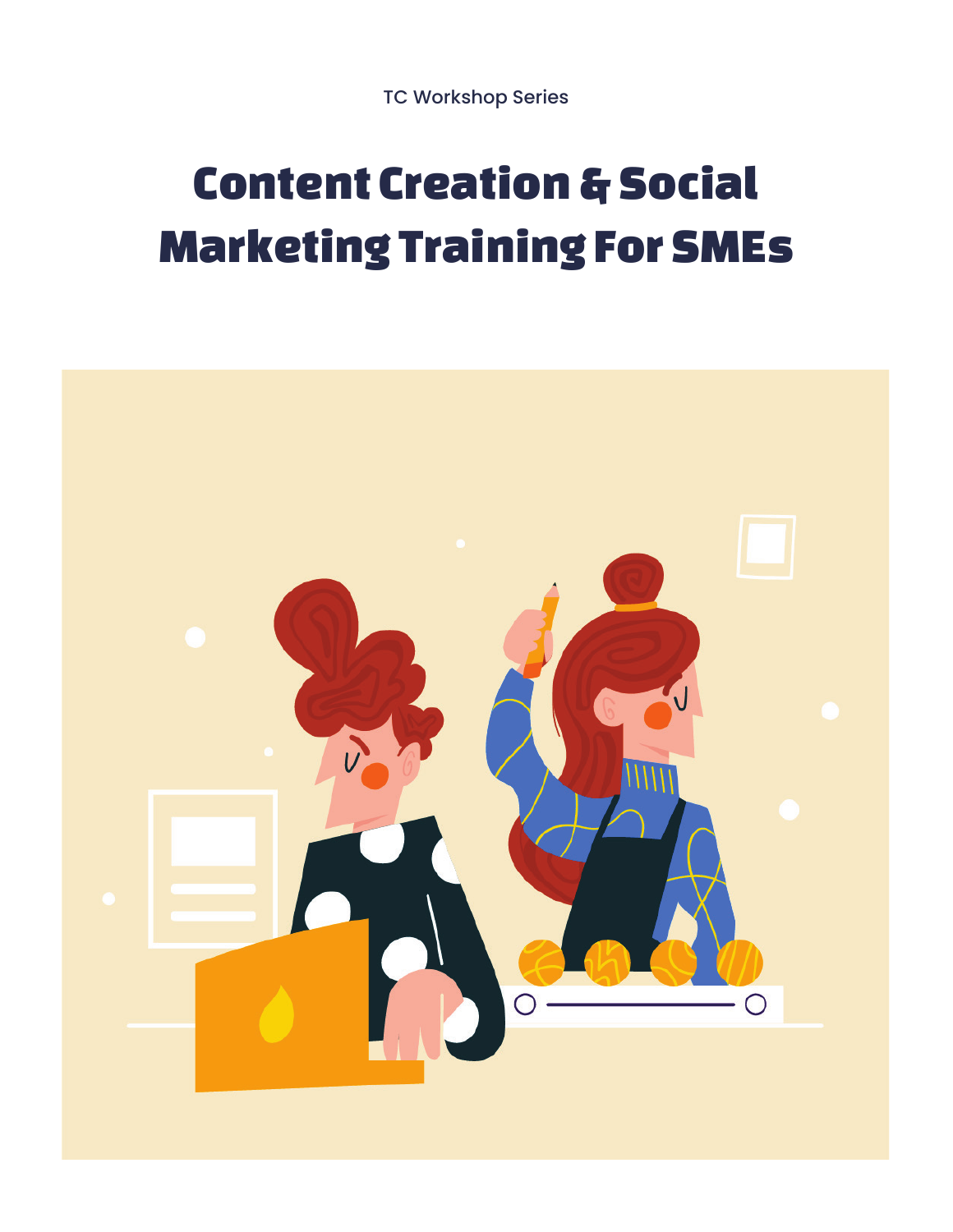TC Workshop Series

# Content Creation & Social Marketing Training For SMEs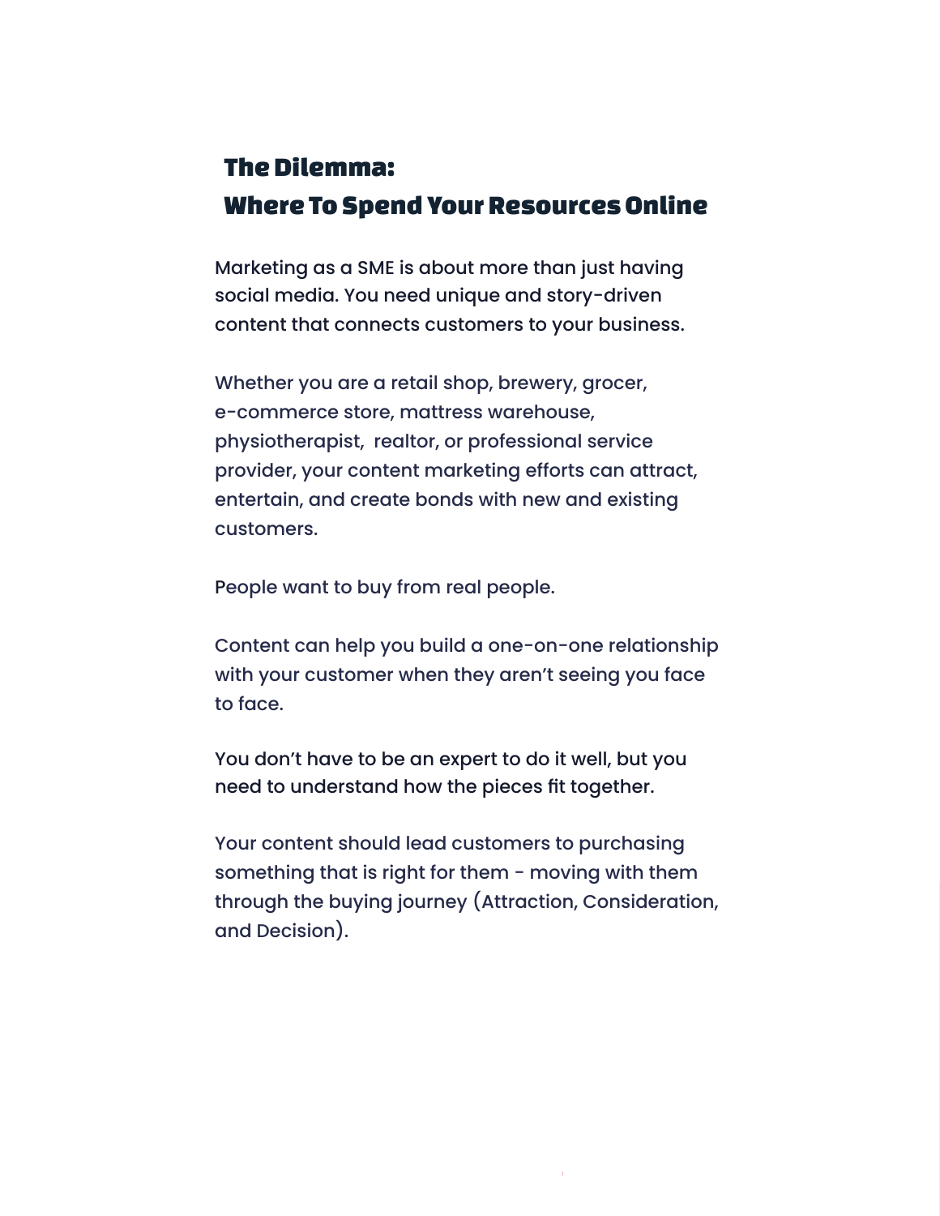# The Dilemma: Where To Spend Your Resources Online

Marketing as a SME is about more than just having social media. You need unique and story-driven content that connects customers to your business.

Whether you are a retail shop, brewery, grocer, e-commerce store, mattress warehouse, physiotherapist, realtor, or professional service provider, your content marketing efforts can attract, entertain, and create bonds with new and existing customers.

People want to buy from real people.

Content can help you build a one-on-one relationship with your customer when they aren't seeing you face to face.

You don't have to be an expert to do it well, but you need to understand how the pieces fit together.

Your content should lead customers to purchasing something that is right for them - moving with them through the buying journey (Attraction, Consideration, and Decision).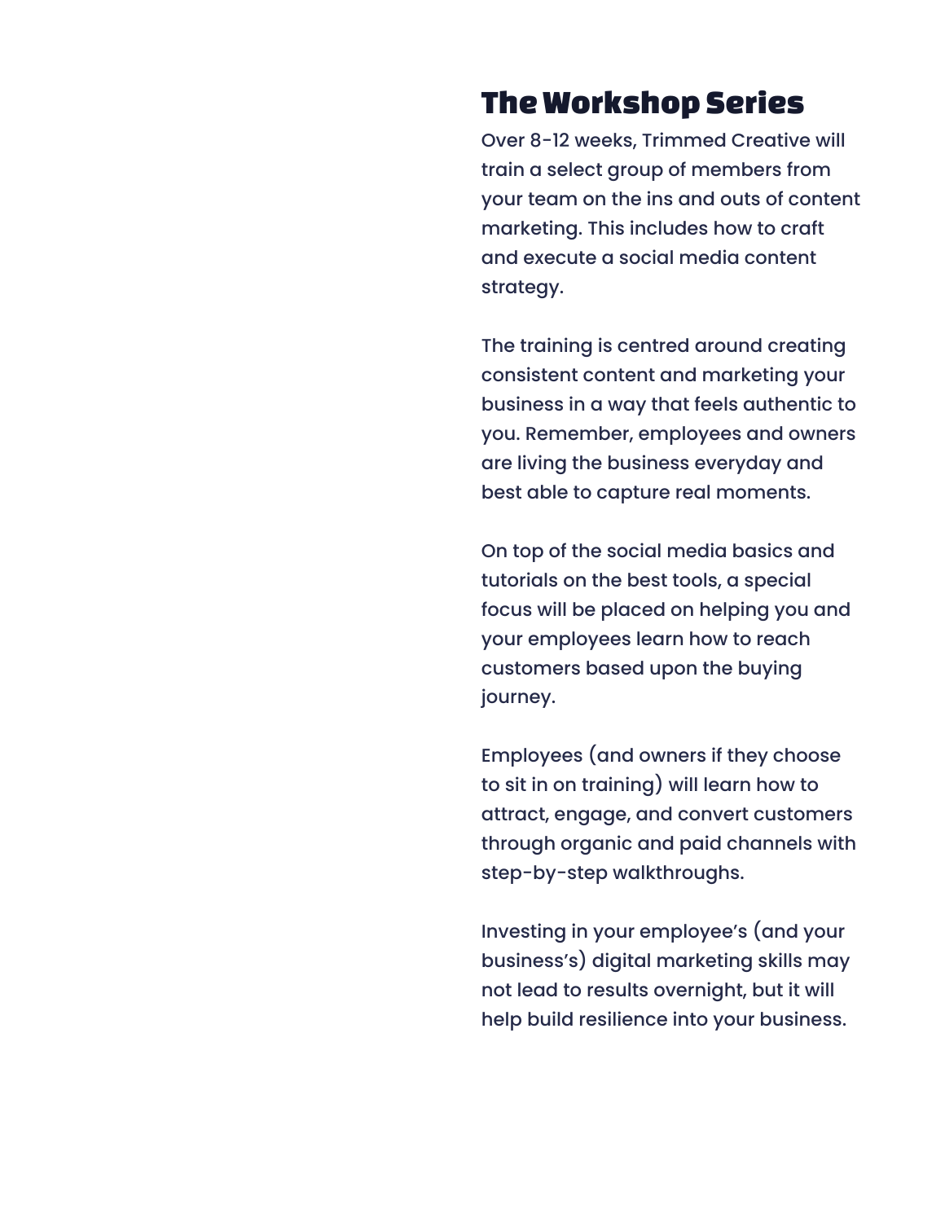## The Workshop Series

Over 8-12 weeks, Trimmed Creative will train a select group of members from your team on the ins and outs of content marketing. This includes how to craft and execute a social media content strategy.

The training is centred around creating consistent content and marketing your business in a way that feels authentic to you. Remember, employees and owners are living the business everyday and best able to capture real moments.

On top of the social media basics and tutorials on the best tools, a special focus will be placed on helping you and your employees learn how to reach customers based upon the buying journey.

Employees (and owners if they choose to sit in on training) will learn how to attract, engage, and convert customers through organic and paid channels with step-by-step walkthroughs.

Investing in your employee's (and your business's) digital marketing skills may not lead to results overnight, but it will help build resilience into your business.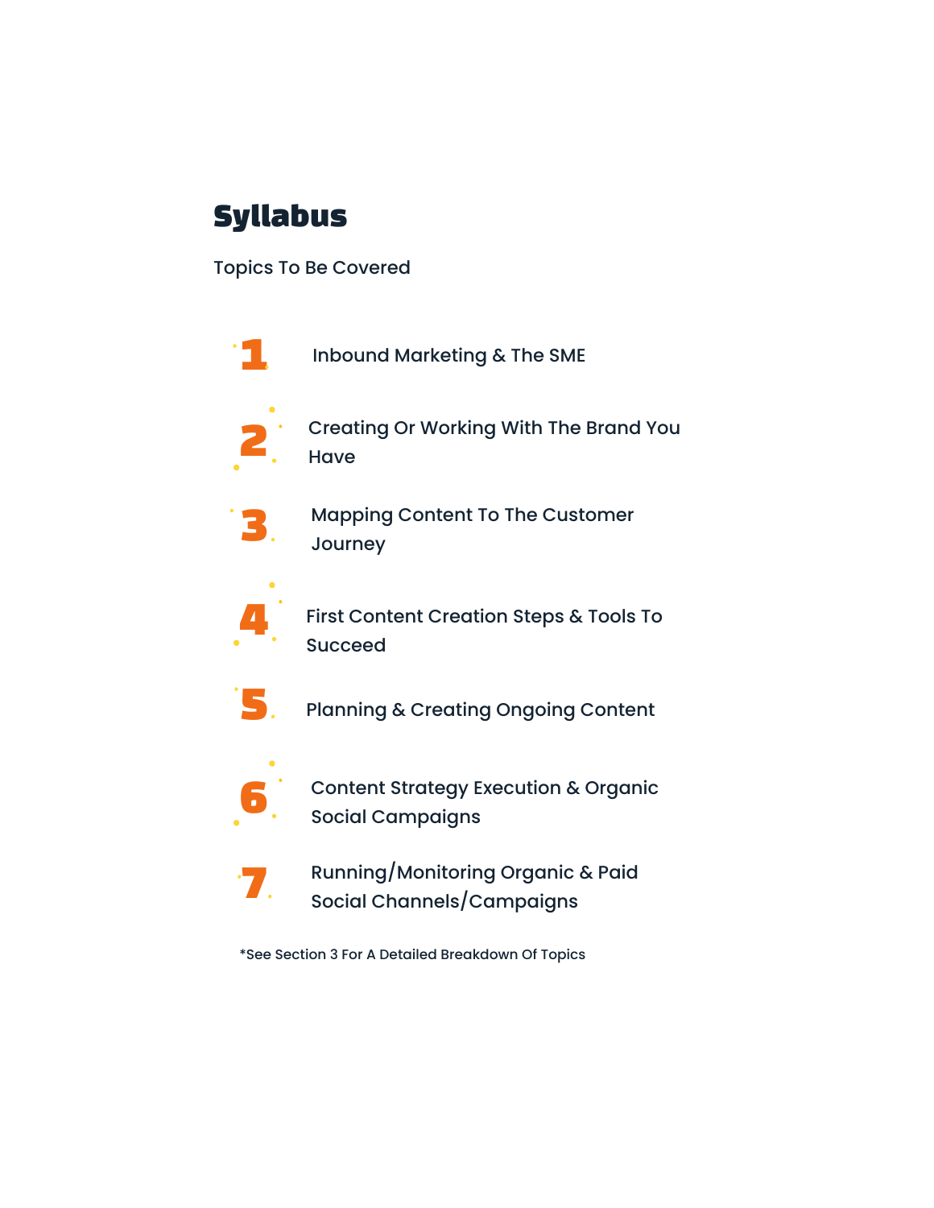# Syllabus

Topics To Be Covered

1. Inbound Marketing & The SME
2. Creating Or Working With The Brand You Have
3. Mapping Content To The Customer Journey
4. First Content Creation Steps & Tools To Succeed
5. Planning & Creating Ongoing Content
6. Content Strategy Execution & Organic Social Campaigns
7. Running/Monitoring Organic & Paid Social Channels/Campaigns

*See Section 3 For A Detailed Breakdown Of Topics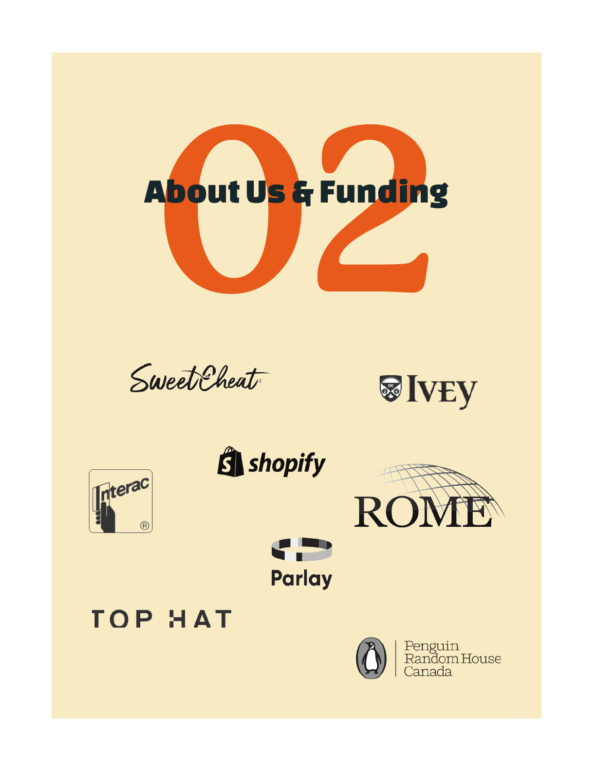# 02 About Us & Funding

SweetCheat

Ivey

shopify

Interac

ROME

Parlay

TOP HAT

Penguin Random House Canada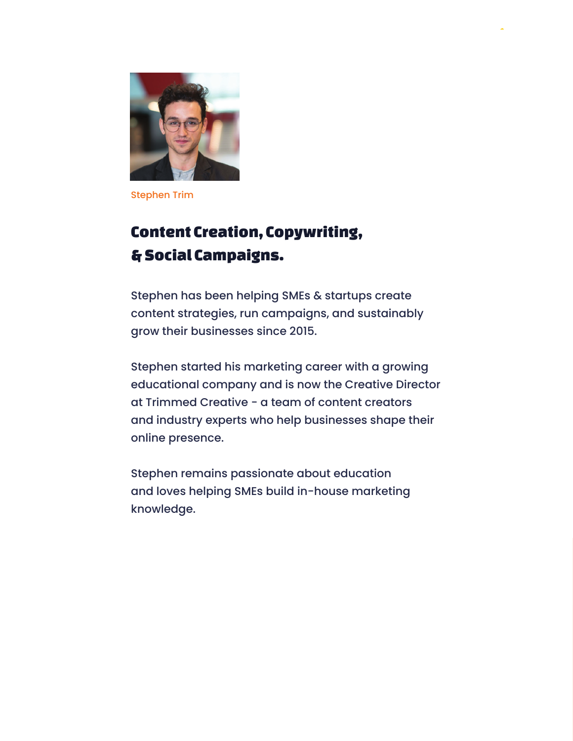Stephen Trim

## Content Creation, Copywriting, & Social Campaigns.

Stephen has been helping SMEs & startups create content strategies, run campaigns, and sustainably grow their businesses since 2015.

Stephen started his marketing career with a growing educational company and is now the Creative Director at Trimmed Creative - a team of content creators and industry experts who help businesses shape their online presence.

Stephen remains passionate about education and loves helping SMEs build in-house marketing knowledge.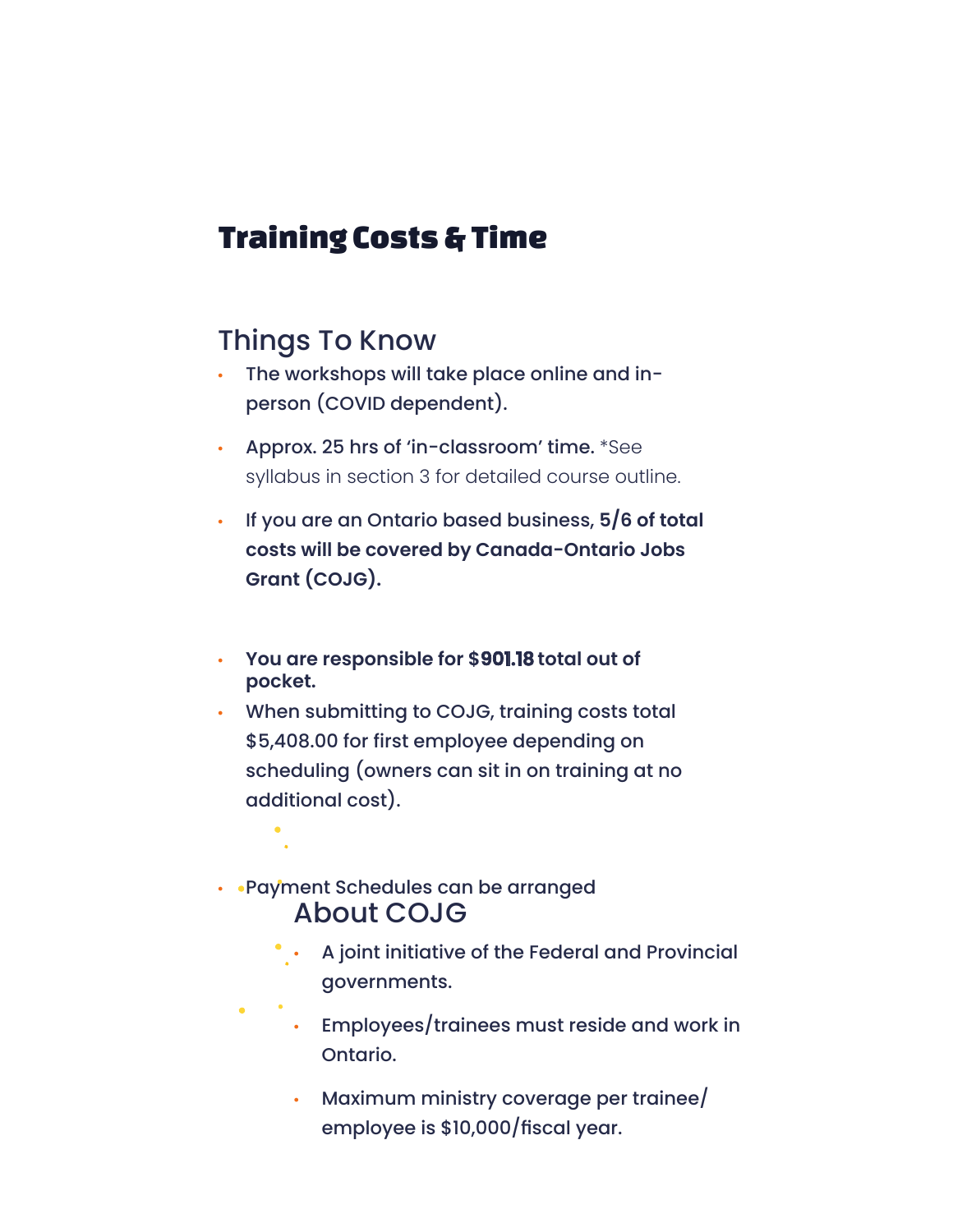# Training Costs & Time

## Things To Know

- The workshops will take place online and in-person (COVID dependent).
- Approx. 25 hrs of 'in-classroom' time. *See syllabus in section 3 for detailed course outline.
- If you are an Ontario based business, **5/6 of total costs will be covered by Canada-Ontario Jobs Grant (COJG).**
- **You are responsible for $901.18 total out of pocket.**
- When submitting to COJG, training costs total $5,408.00 for first employee depending on scheduling (owners can sit in on training at no additional cost).
- Payment Schedules can be arranged

## About COJG

- A joint initiative of the Federal and Provincial governments.
- Employees/trainees must reside and work in Ontario.
- Maximum ministry coverage per trainee/employee is $10,000/fiscal year.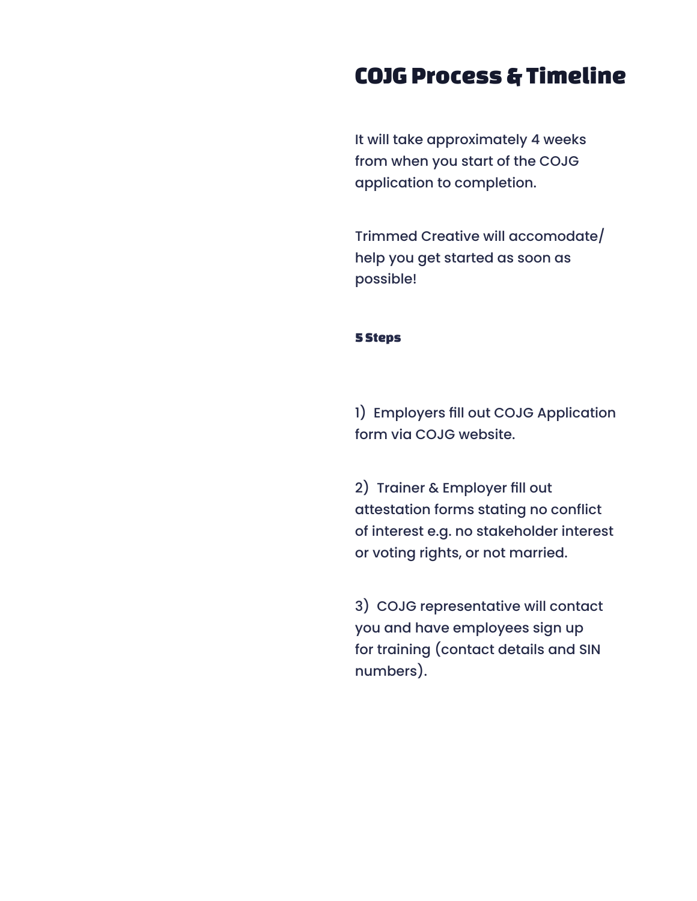# COJG Process & Timeline

It will take approximately 4 weeks from when you start of the COJG application to completion.

Trimmed Creative will accomodate/ help you get started as soon as possible!

#### 5 Steps

1) Employers fill out COJG Application form via COJG website.

2) Trainer & Employer fill out attestation forms stating no conflict of interest e.g. no stakeholder interest or voting rights, or not married.

3) COJG representative will contact you and have employees sign up for training (contact details and SIN numbers).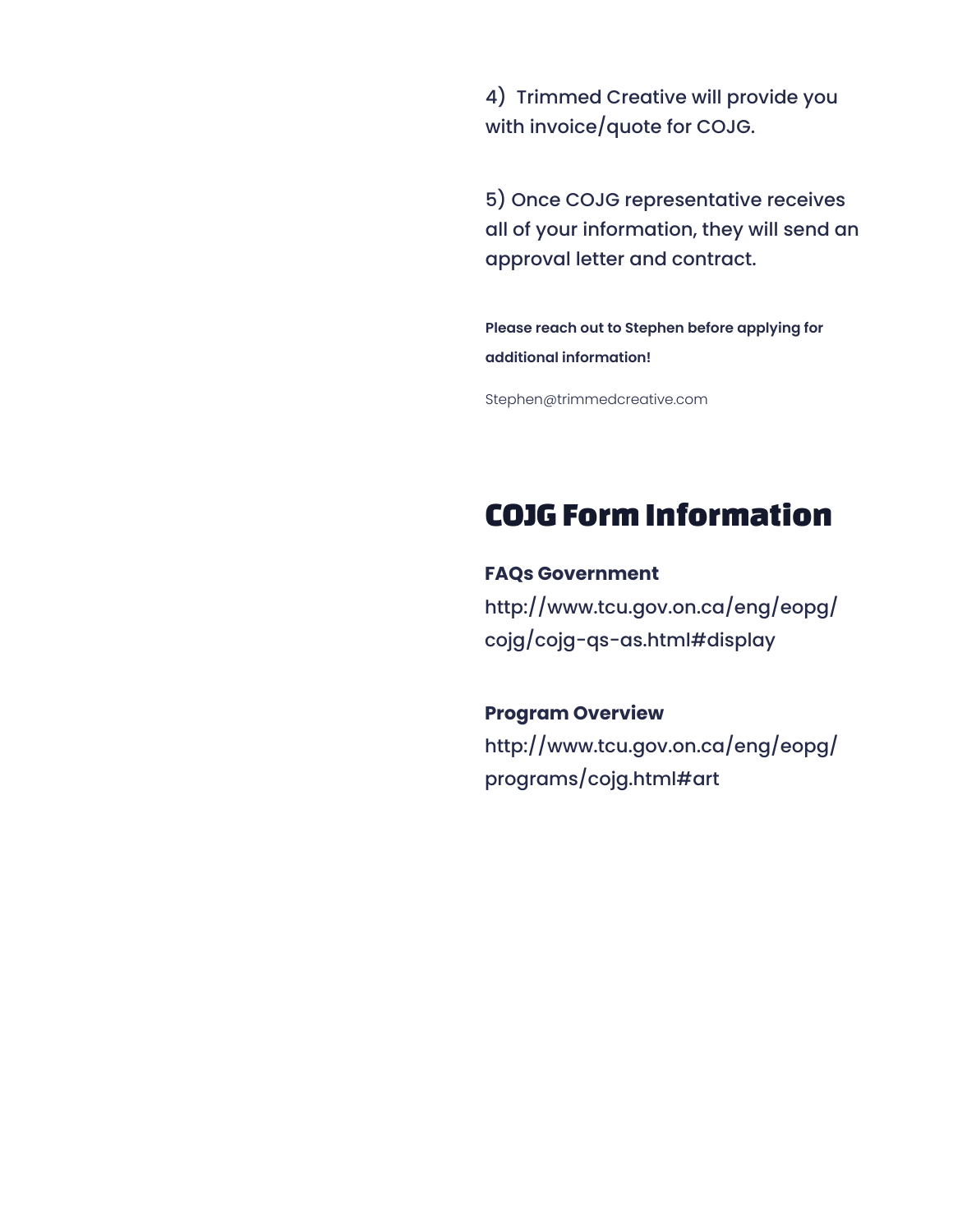4) Trimmed Creative will provide you with invoice/quote for COJG.

5) Once COJG representative receives all of your information, they will send an approval letter and contract.

**Please reach out to Stephen before applying for additional information!**

Stephen@trimmedcreative.com

## COJG Form Information

**FAQs Government**
http://www.tcu.gov.on.ca/eng/eopg/cojg/cojg-qs-as.html#display

**Program Overview**
http://www.tcu.gov.on.ca/eng/eopg/programs/cojg.html#art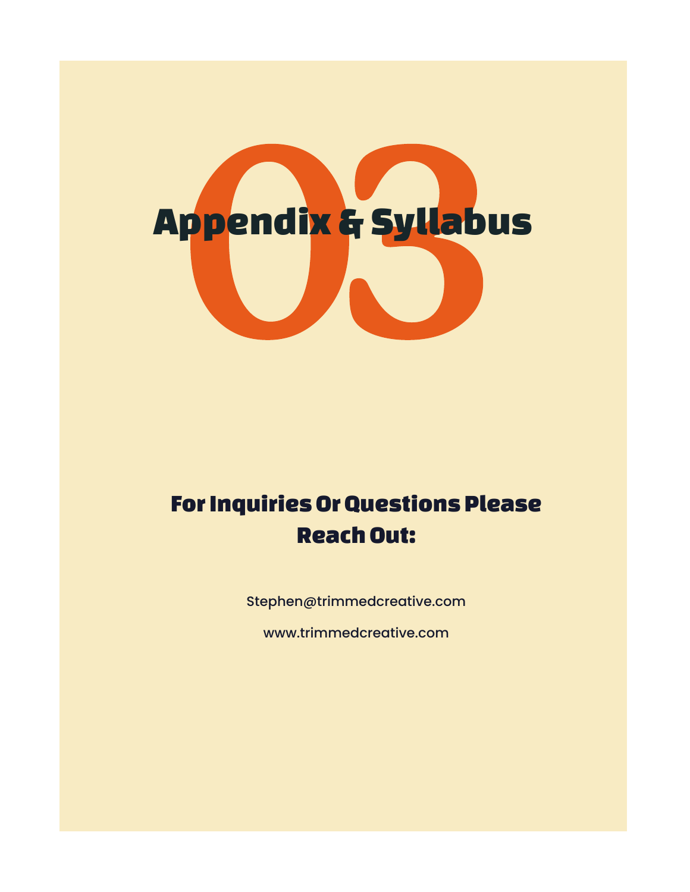# 03

# Appendix & Syllabus

## For Inquiries Or Questions Please Reach Out:

Stephen@trimmedcreative.com

www.trimmedcreative.com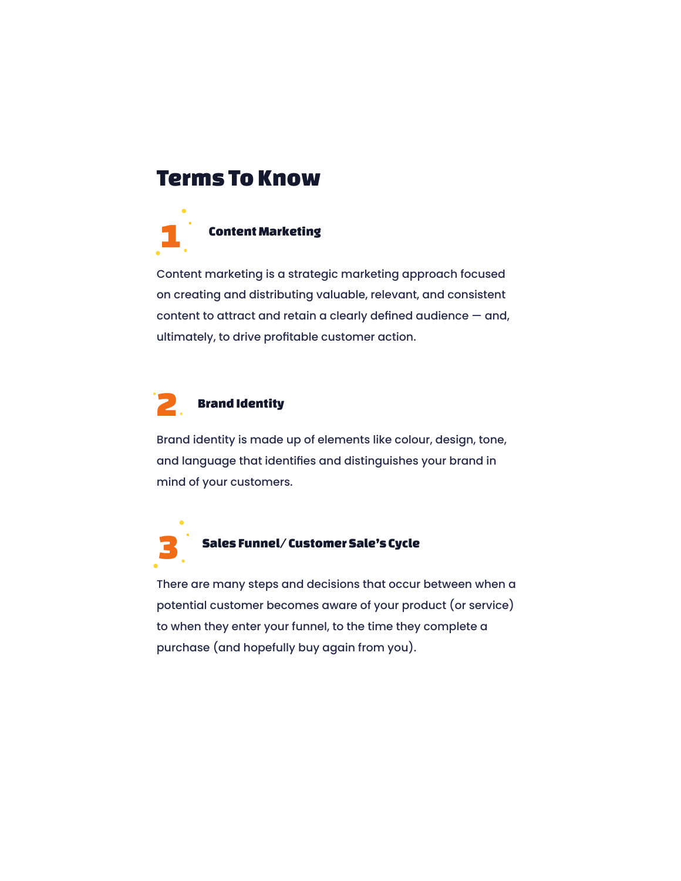## Terms To Know

### 1 Content Marketing

Content marketing is a strategic marketing approach focused on creating and distributing valuable, relevant, and consistent content to attract and retain a clearly defined audience — and, ultimately, to drive profitable customer action.

### 2 Brand Identity

Brand identity is made up of elements like colour, design, tone, and language that identifies and distinguishes your brand in mind of your customers.

### 3 Sales Funnel/ Customer Sale's Cycle

There are many steps and decisions that occur between when a potential customer becomes aware of your product (or service) to when they enter your funnel, to the time they complete a purchase (and hopefully buy again from you).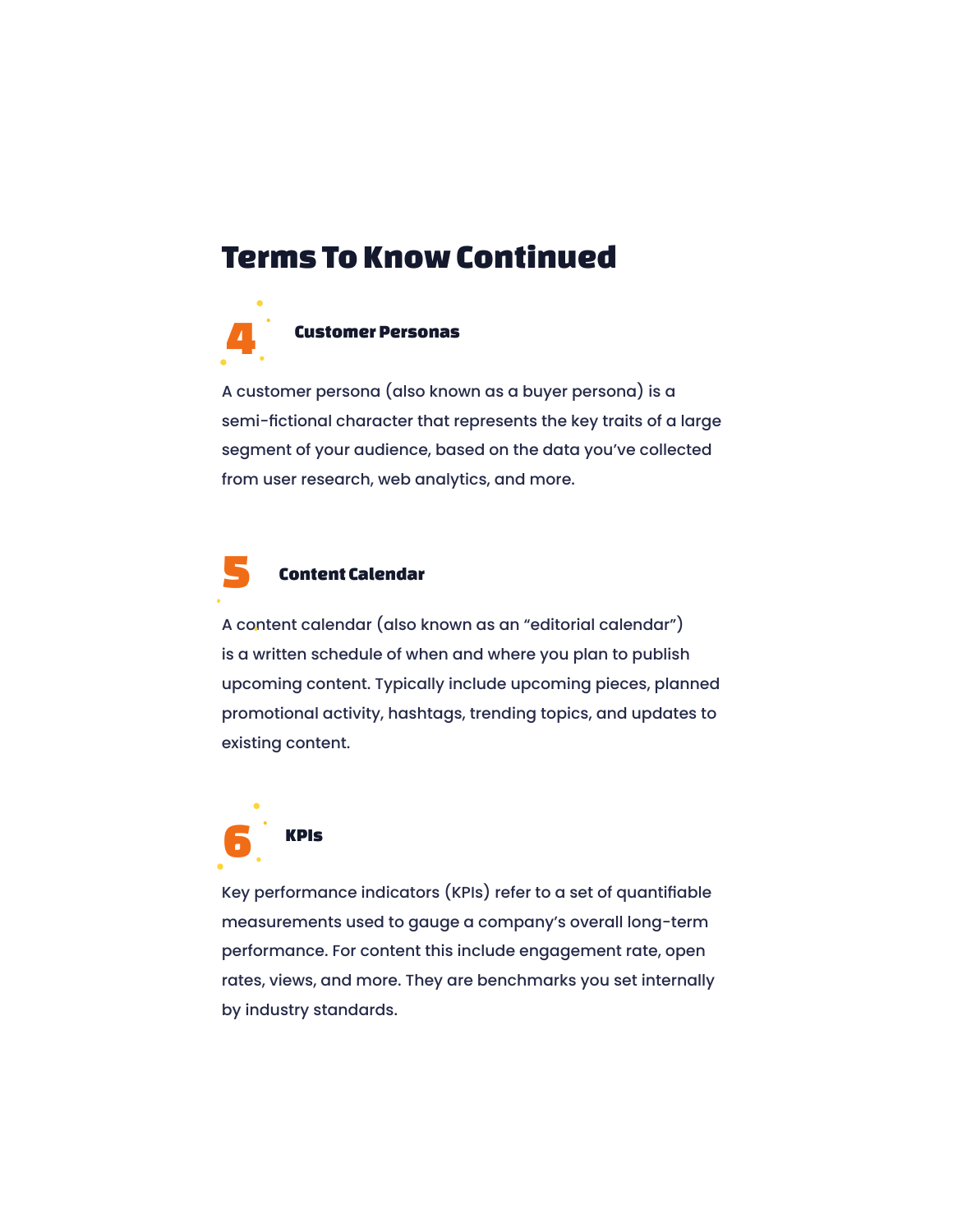## Terms To Know Continued

### 4 Customer Personas

A customer persona (also known as a buyer persona) is a semi-fictional character that represents the key traits of a large segment of your audience, based on the data you've collected from user research, web analytics, and more.

### 5 Content Calendar

A content calendar (also known as an "editorial calendar") is a written schedule of when and where you plan to publish upcoming content. Typically include upcoming pieces, planned promotional activity, hashtags, trending topics, and updates to existing content.

### 6 KPIs

Key performance indicators (KPIs) refer to a set of quantifiable measurements used to gauge a company's overall long-term performance. For content this include engagement rate, open rates, views, and more. They are benchmarks you set internally by industry standards.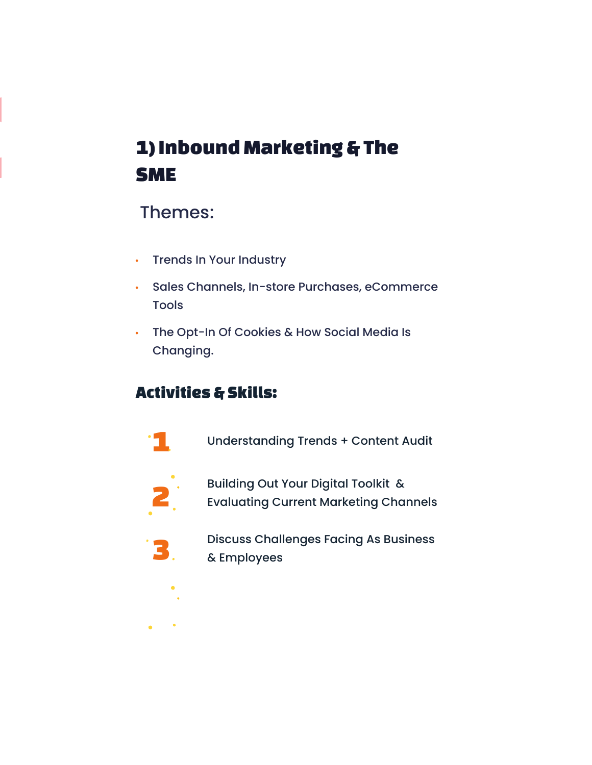# 1) Inbound Marketing & The SME

## Themes:

- Trends In Your Industry
- Sales Channels, In-store Purchases, eCommerce Tools
- The Opt-In Of Cookies & How Social Media Is Changing.

## Activities & Skills:

1. Understanding Trends + Content Audit
2. Building Out Your Digital Toolkit & Evaluating Current Marketing Channels
3. Discuss Challenges Facing As Business & Employees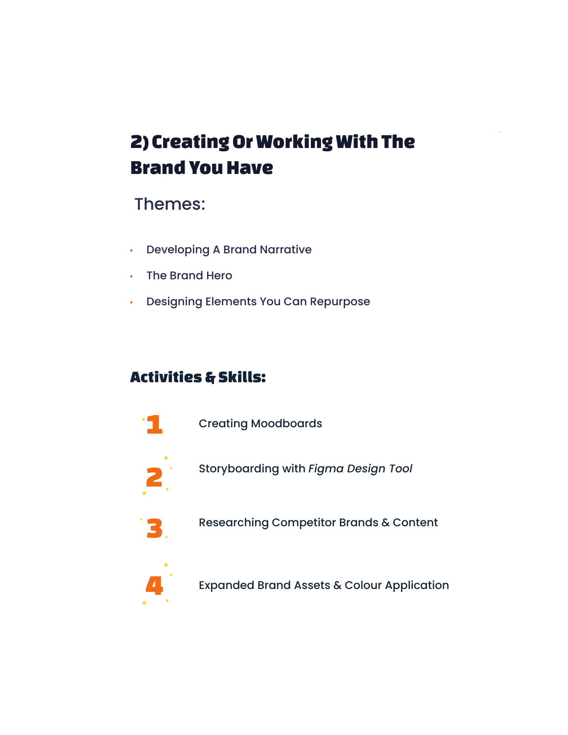## 2) Creating Or Working With The Brand You Have

Themes:

- Developing A Brand Narrative
- The Brand Hero
- Designing Elements You Can Repurpose

### Activities & Skills:

1. Creating Moodboards
2. Storyboarding with *Figma Design Tool*
3. Researching Competitor Brands & Content
4. Expanded Brand Assets & Colour Application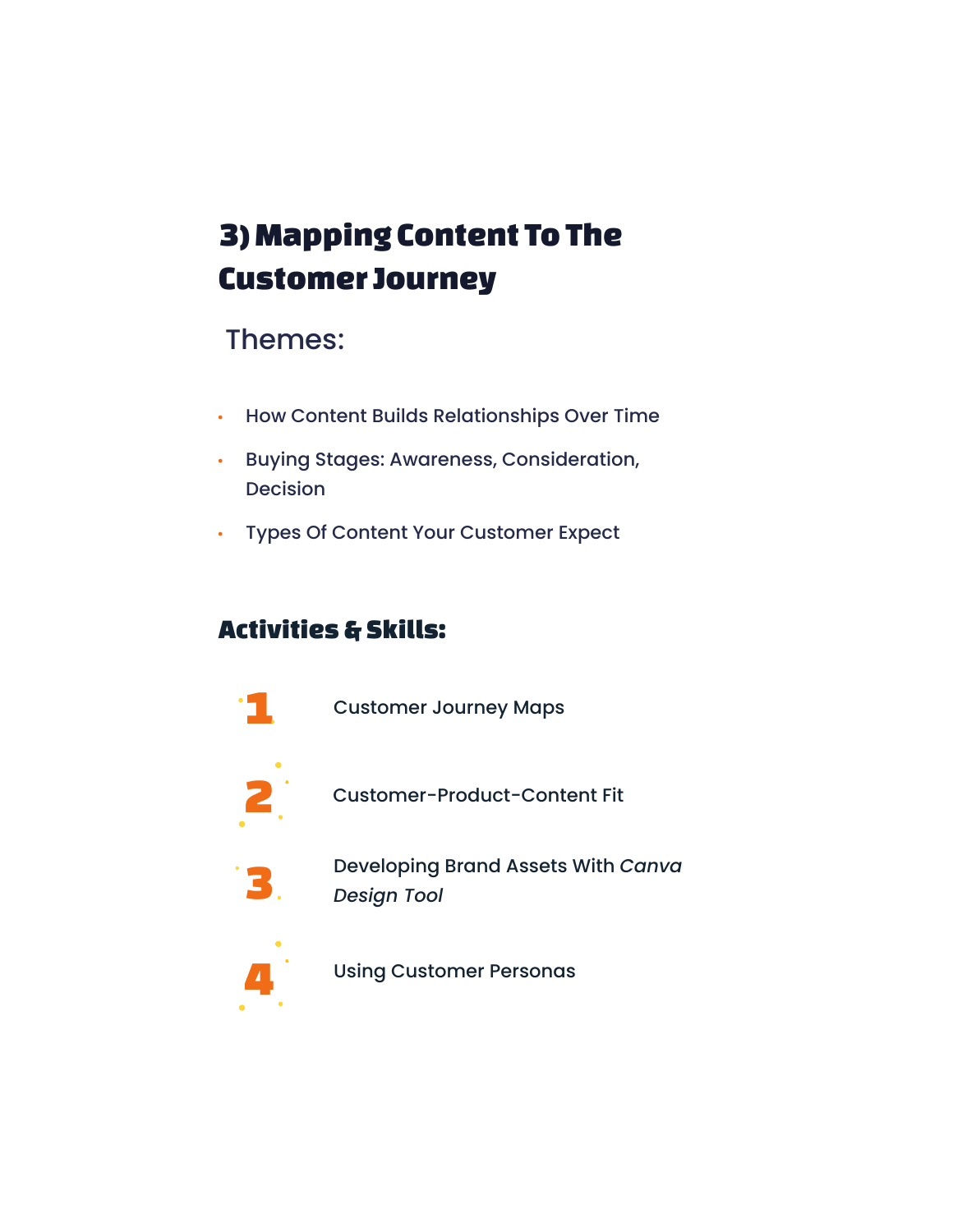# 3) Mapping Content To The Customer Journey

Themes:

- How Content Builds Relationships Over Time
- Buying Stages: Awareness, Consideration, Decision
- Types Of Content Your Customer Expect

## Activities & Skills:

1. Customer Journey Maps
2. Customer-Product-Content Fit
3. Developing Brand Assets With *Canva Design Tool*
4. Using Customer Personas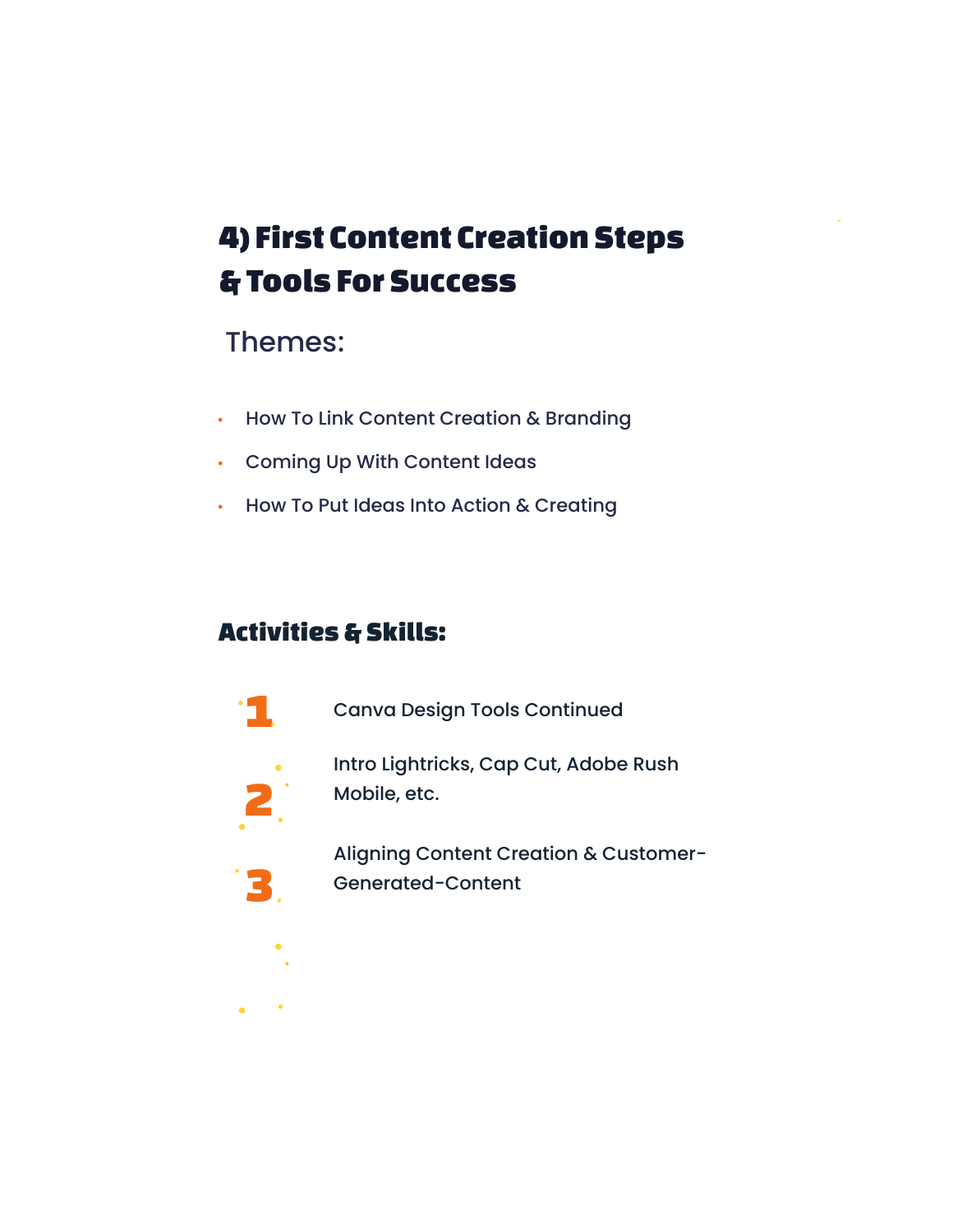## 4) First Content Creation Steps & Tools For Success

### Themes:

- How To Link Content Creation & Branding
- Coming Up With Content Ideas
- How To Put Ideas Into Action & Creating

### Activities & Skills:

1. Canva Design Tools Continued
2. Intro Lightricks, Cap Cut, Adobe Rush Mobile, etc.
3. Aligning Content Creation & Customer-Generated-Content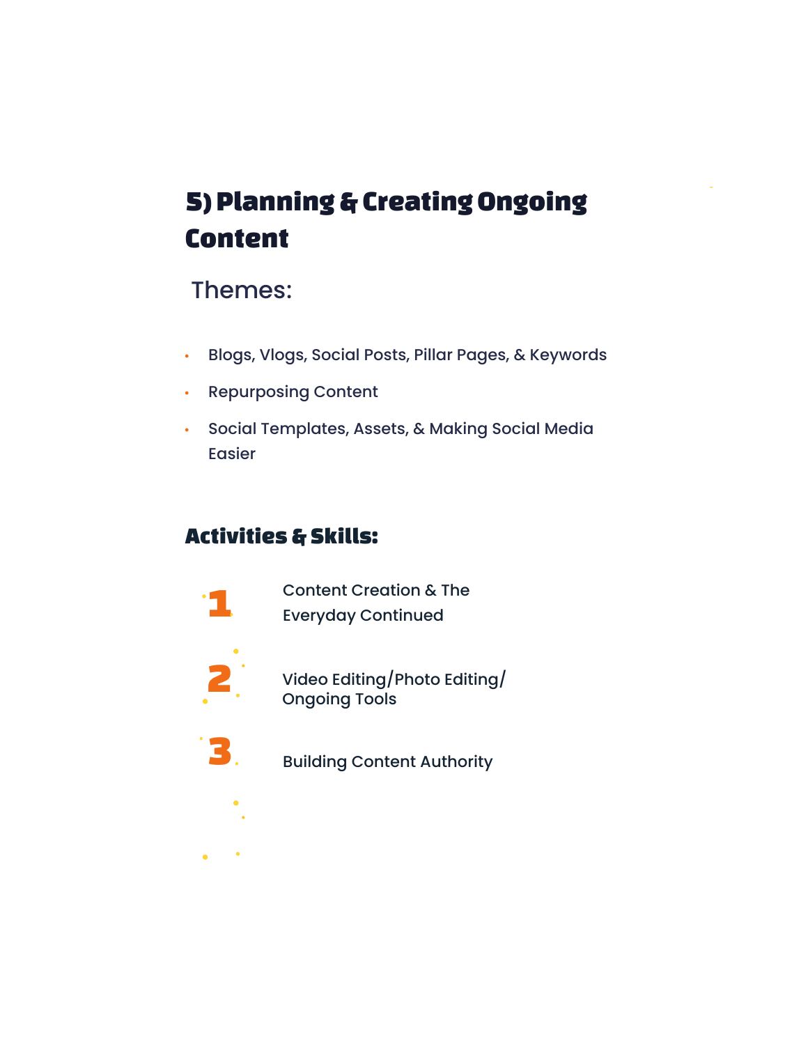# 5) Planning & Creating Ongoing Content

## Themes:

- Blogs, Vlogs, Social Posts, Pillar Pages, & Keywords
- Repurposing Content
- Social Templates, Assets, & Making Social Media Easier

## Activities & Skills:

1. Content Creation & The Everyday Continued
2. Video Editing/Photo Editing/ Ongoing Tools
3. Building Content Authority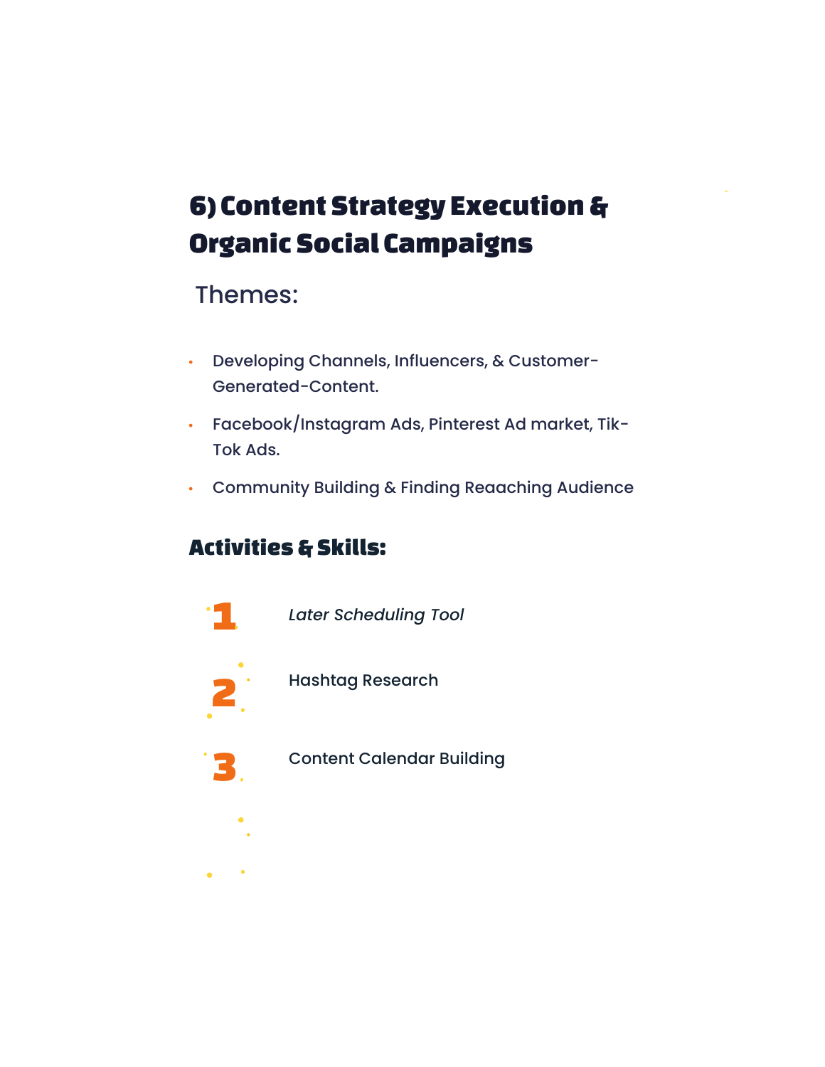# 6) Content Strategy Execution & Organic Social Campaigns

Themes:

- Developing Channels, Influencers, & Customer-Generated-Content.
- Facebook/Instagram Ads, Pinterest Ad market, Tik-Tok Ads.
- Community Building & Finding Reaaching Audience

## Activities & Skills:

1. *Later Scheduling Tool*
2. Hashtag Research
3. Content Calendar Building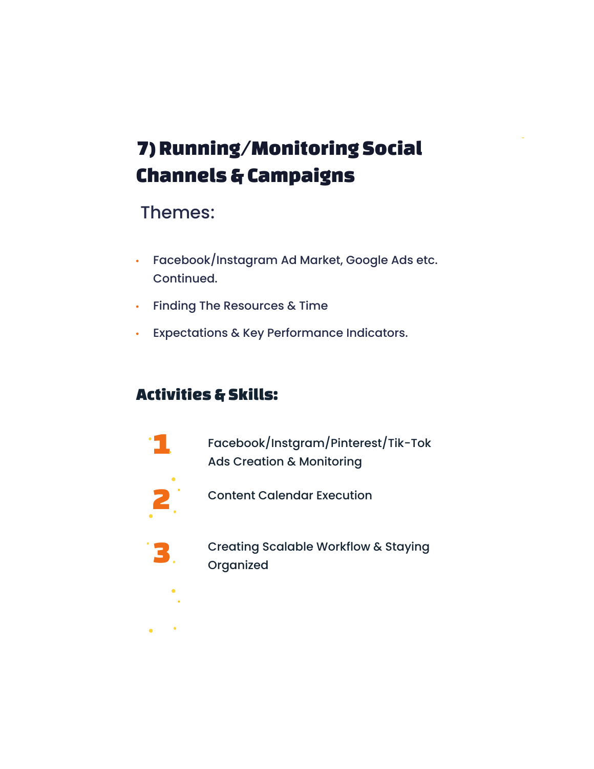# 7) Running/Monitoring Social Channels & Campaigns

Themes:

- Facebook/Instagram Ad Market, Google Ads etc. Continued.
- Finding The Resources & Time
- Expectations & Key Performance Indicators.

## Activities & Skills:

1. Facebook/Instgram/Pinterest/Tik-Tok Ads Creation & Monitoring
2. Content Calendar Execution
3. Creating Scalable Workflow & Staying Organized